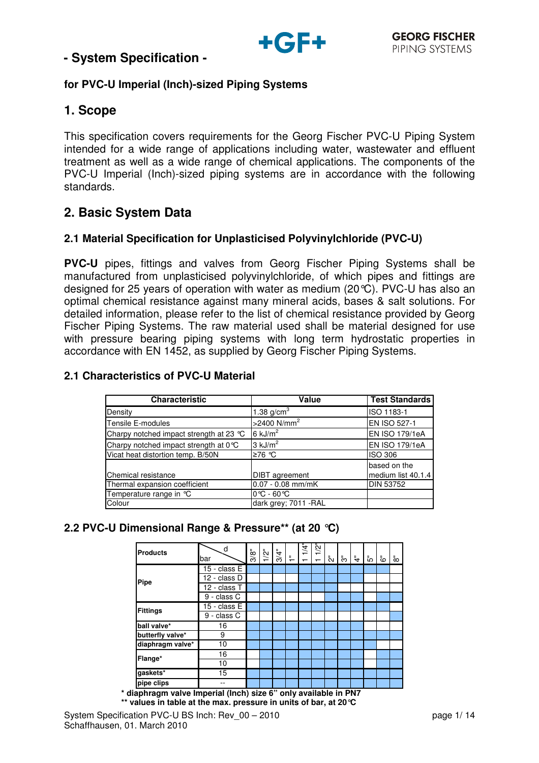# - System Specification -

**for PVC-U Imperial (Inch)-sized Piping Systems**

## 1. Scope

This specification covers requirements for the Georg Fischer PVC-U Piping System intended for a wide range of applications including water, wastewater and effluent treatment as well as a wide range of chemical applications. The components of the PVC-U Imperial (Inch)-sized piping systems are in accordance with the following standards.

## 2. Basic System Data

### 2.1 Material Specification for Unplasticised Polyvinylchloride (PVC-U)

**PVC-U** pipes, fittings and valves from Georg Fischer Piping Systems shall be manufactured from unplasticised polyvinylchloride, of which pipes and fittings are designed for 25 years of operation with water as medium (20°C). PVC-U has also an optimal chemical resistance against many mineral acids, bases & salt solutions. For detailed information, please refer to the list of chemical resistance provided by Georg Fischer Piping Systems. The raw material used shall be material designed for use with pressure bearing piping systems with long term hydrostatic properties in accordance with EN 1452, as supplied by Georg Fischer Piping Systems.

### 2.1 Characteristics of PVC-U Material

| Characteristic | Value | Test Standards |
|---|---|---|
| Density | 1.38 g/cm$^3$ | ISO 1183-1 |
| Tensile E-modules | >2400 N/mm$^2$ | EN ISO 527-1 |
| Charpy notched impact strength at 23 °C | 6 kJ/m$^2$ | EN ISO 179/1eA |
| Charpy notched impact strength at 0°C | 3 kJ/m$^2$ | EN ISO 179/1eA |
| Vicat heat distortion temp. B/50N | ≥76 °C | ISO 306 |
| Chemical resistance | DIBT agreement | based on the medium list 40.1.4 |
| Thermal expansion coefficient | 0.07 - 0.08 mm/mK | DIN 53752 |
| Temperature range in °C | 0°C - 60°C | |
| Colour | dark grey; 7011 -RAL | |

### 2.2 PVC-U Dimensional Range & Pressure** (at 20 °C)

| Products | bar \ d | 3/8" | 1/2" | 3/4" | 1" | 1 1/4" | 1 1/2" | 2" | 3" | 4" | 5" | 6" | 8" |
|---|---|---|---|---|---|---|---|---|---|---|---|---|---|
| Pipe | 15 - class E | ■ | ■ | ■ | ■ | ■ | ■ | ■ | ■ | ■ | | ■ | |
| | 12 - class D | | | | | ■ | ■ | ■ | ■ | ■ | | | |
| | 12 - class T | ■ | ■ | ■ | ■ | ■ | ■ | ■ | | | | | |
| | 9 - class C | | | | | | | ■ | ■ | ■ | | ■ | ■ |
| Fittings | 15 - class E | ■ | ■ | ■ | ■ | ■ | ■ | ■ | ■ | ■ | ■ | ■ | |
| | 9 - class C | | | | | | | | | | | | ■ |
| ball valve* | 16 | ■ | ■ | ■ | ■ | ■ | ■ | ■ | ■ | ■ | | | |
| butterfly valve* | 9 | | | | | | | ■ | ■ | ■ | ■ | ■ | ■ |
| diaphragm valve* | 10 | | ■ | ■ | ■ | ■ | ■ | ■ | ■ | ■ | | ■ | |
| Flange* | 16 | | ■ | ■ | ■ | ■ | ■ | ■ | ■ | ■ | | ■ | ■ |
| | 10 | | ■ | ■ | ■ | ■ | ■ | ■ | ■ | ■ | | ■ | ■ |
| gaskets* | 15 | | ■ | ■ | ■ | ■ | ■ | ■ | ■ | ■ | ■ | ■ | ■ |
| pipe clips | -- | ■ | ■ | ■ | ■ | ■ | ■ | ■ | ■ | ■ | ■ | ■ | ■ |

**\* diaphragm valve Imperial (Inch) size 6" only available in PN7**
**\*\* values in table at the max. pressure in units of bar, at 20°C**

System Specification PVC-U BS Inch: Rev_00 – 2010
Schaffhausen, 01. March 2010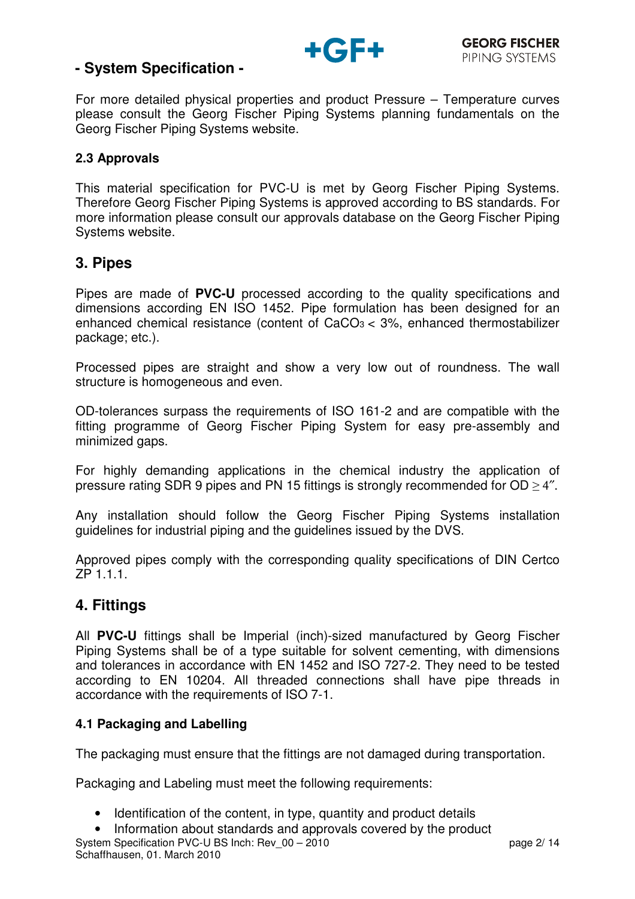For more detailed physical properties and product Pressure – Temperature curves please consult the Georg Fischer Piping Systems planning fundamentals on the Georg Fischer Piping Systems website.

### 2.3 Approvals

This material specification for PVC-U is met by Georg Fischer Piping Systems. Therefore Georg Fischer Piping Systems is approved according to BS standards. For more information please consult our approvals database on the Georg Fischer Piping Systems website.

## 3. Pipes

Pipes are made of **PVC-U** processed according to the quality specifications and dimensions according EN ISO 1452. Pipe formulation has been designed for an enhanced chemical resistance (content of $CaCO_3 < 3\%$, enhanced thermostabilizer package; etc.).

Processed pipes are straight and show a very low out of roundness. The wall structure is homogeneous and even.

OD-tolerances surpass the requirements of ISO 161-2 and are compatible with the fitting programme of Georg Fischer Piping System for easy pre-assembly and minimized gaps.

For highly demanding applications in the chemical industry the application of pressure rating SDR 9 pipes and PN 15 fittings is strongly recommended for OD $\geq$ 4″.

Any installation should follow the Georg Fischer Piping Systems installation guidelines for industrial piping and the guidelines issued by the DVS.

Approved pipes comply with the corresponding quality specifications of DIN Certco ZP 1.1.1.

## 4. Fittings

All **PVC-U** fittings shall be Imperial (inch)-sized manufactured by Georg Fischer Piping Systems shall be of a type suitable for solvent cementing, with dimensions and tolerances in accordance with EN 1452 and ISO 727-2. They need to be tested according to EN 10204. All threaded connections shall have pipe threads in accordance with the requirements of ISO 7-1.

### 4.1 Packaging and Labelling

The packaging must ensure that the fittings are not damaged during transportation.

Packaging and Labeling must meet the following requirements:

- Identification of the content, in type, quantity and product details
- Information about standards and approvals covered by the product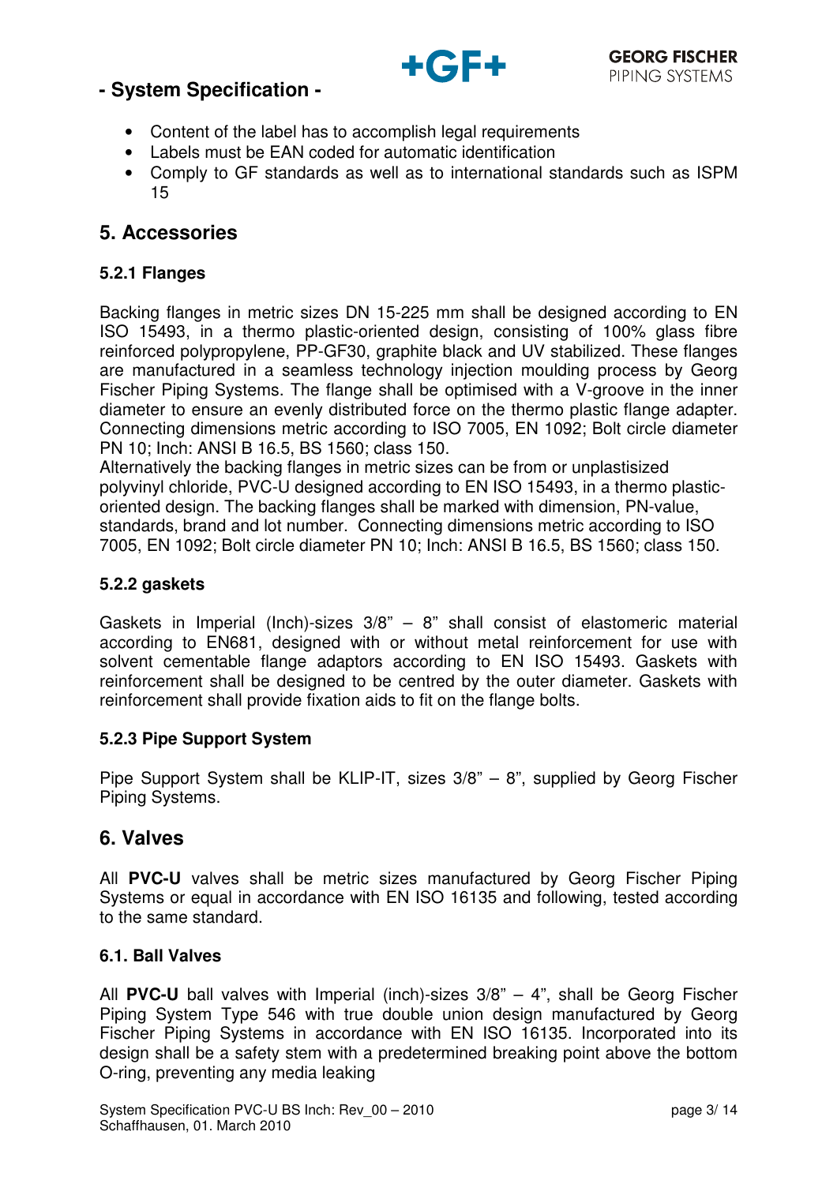- Content of the label has to accomplish legal requirements
- Labels must be EAN coded for automatic identification
- Comply to GF standards as well as to international standards such as ISPM 15

## 5. Accessories

### 5.2.1 Flanges

Backing flanges in metric sizes DN 15-225 mm shall be designed according to EN ISO 15493, in a thermo plastic-oriented design, consisting of 100% glass fibre reinforced polypropylene, PP-GF30, graphite black and UV stabilized. These flanges are manufactured in a seamless technology injection moulding process by Georg Fischer Piping Systems. The flange shall be optimised with a V-groove in the inner diameter to ensure an evenly distributed force on the thermo plastic flange adapter. Connecting dimensions metric according to ISO 7005, EN 1092; Bolt circle diameter PN 10; Inch: ANSI B 16.5, BS 1560; class 150.
Alternatively the backing flanges in metric sizes can be from or unplastisized polyvinyl chloride, PVC-U designed according to EN ISO 15493, in a thermo plastic-oriented design. The backing flanges shall be marked with dimension, PN-value, standards, brand and lot number. Connecting dimensions metric according to ISO 7005, EN 1092; Bolt circle diameter PN 10; Inch: ANSI B 16.5, BS 1560; class 150.

### 5.2.2 gaskets

Gaskets in Imperial (Inch)-sizes 3/8" – 8" shall consist of elastomeric material according to EN681, designed with or without metal reinforcement for use with solvent cementable flange adaptors according to EN ISO 15493. Gaskets with reinforcement shall be designed to be centred by the outer diameter. Gaskets with reinforcement shall provide fixation aids to fit on the flange bolts.

### 5.2.3 Pipe Support System

Pipe Support System shall be KLIP-IT, sizes 3/8" – 8", supplied by Georg Fischer Piping Systems.

## 6. Valves

All **PVC-U** valves shall be metric sizes manufactured by Georg Fischer Piping Systems or equal in accordance with EN ISO 16135 and following, tested according to the same standard.

### 6.1. Ball Valves

All **PVC-U** ball valves with Imperial (inch)-sizes 3/8" – 4", shall be Georg Fischer Piping System Type 546 with true double union design manufactured by Georg Fischer Piping Systems in accordance with EN ISO 16135. Incorporated into its design shall be a safety stem with a predetermined breaking point above the bottom O-ring, preventing any media leaking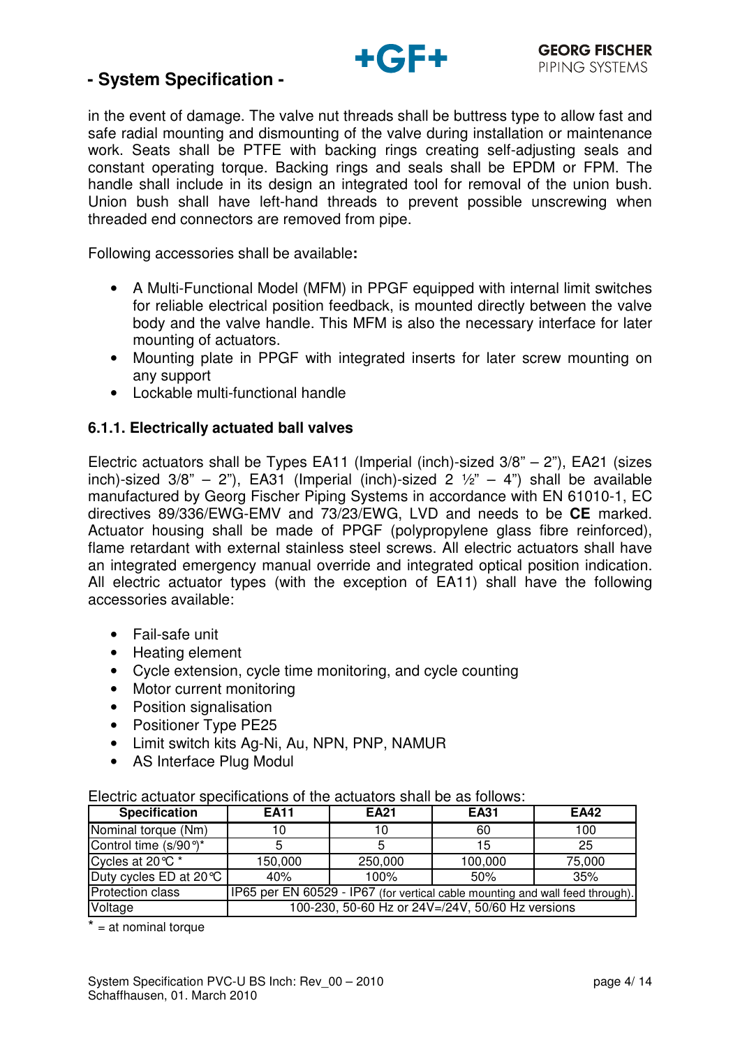in the event of damage. The valve nut threads shall be buttress type to allow fast and safe radial mounting and dismounting of the valve during installation or maintenance work. Seats shall be PTFE with backing rings creating self-adjusting seals and constant operating torque. Backing rings and seals shall be EPDM or FPM. The handle shall include in its design an integrated tool for removal of the union bush. Union bush shall have left-hand threads to prevent possible unscrewing when threaded end connectors are removed from pipe.

Following accessories shall be available**:**

- A Multi-Functional Model (MFM) in PPGF equipped with internal limit switches for reliable electrical position feedback, is mounted directly between the valve body and the valve handle. This MFM is also the necessary interface for later mounting of actuators.
- Mounting plate in PPGF with integrated inserts for later screw mounting on any support
- Lockable multi-functional handle

### 6.1.1. Electrically actuated ball valves

Electric actuators shall be Types EA11 (Imperial (inch)-sized 3/8" – 2"), EA21 (sizes inch)-sized 3/8" – 2"), EA31 (Imperial (inch)-sized 2 ½" – 4") shall be available manufactured by Georg Fischer Piping Systems in accordance with EN 61010-1, EC directives 89/336/EWG-EMV and 73/23/EWG, LVD and needs to be **CE** marked. Actuator housing shall be made of PPGF (polypropylene glass fibre reinforced), flame retardant with external stainless steel screws. All electric actuators shall have an integrated emergency manual override and integrated optical position indication. All electric actuator types (with the exception of EA11) shall have the following accessories available:

- Fail-safe unit
- Heating element
- Cycle extension, cycle time monitoring, and cycle counting
- Motor current monitoring
- Position signalisation
- Positioner Type PE25
- Limit switch kits Ag-Ni, Au, NPN, PNP, NAMUR
- AS Interface Plug Modul

Electric actuator specifications of the actuators shall be as follows:

| Specification | EA11 | EA21 | EA31 | EA42 |
|---|---|---|---|---|
| Nominal torque (Nm) | 10 | 10 | 60 | 100 |
| Control time (s/90°)* | 5 | 5 | 15 | 25 |
| Cycles at 20°C * | 150,000 | 250,000 | 100,000 | 75,000 |
| Duty cycles ED at 20°C | 40% | 100% | 50% | 35% |
| Protection class | IP65 per EN 60529 - IP67 (for vertical cable mounting and wall feed through). | | | |
| Voltage | 100-230, 50-60 Hz or 24V=/24V, 50/60 Hz versions | | | |

* = at nominal torque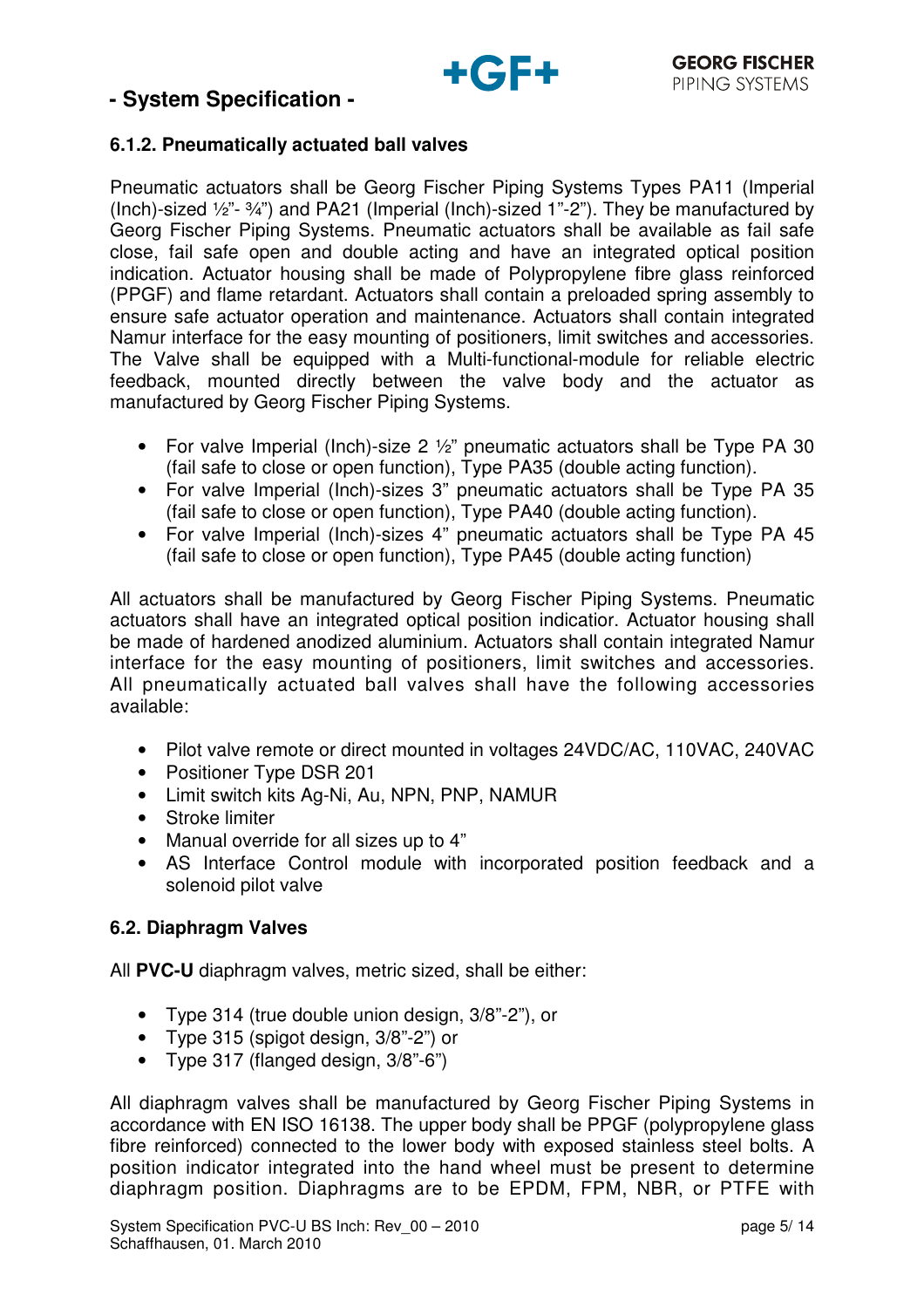### 6.1.2. Pneumatically actuated ball valves

Pneumatic actuators shall be Georg Fischer Piping Systems Types PA11 (Imperial (Inch)-sized ½"- ¾") and PA21 (Imperial (Inch)-sized 1"-2"). They be manufactured by Georg Fischer Piping Systems. Pneumatic actuators shall be available as fail safe close, fail safe open and double acting and have an integrated optical position indication. Actuator housing shall be made of Polypropylene fibre glass reinforced (PPGF) and flame retardant. Actuators shall contain a preloaded spring assembly to ensure safe actuator operation and maintenance. Actuators shall contain integrated Namur interface for the easy mounting of positioners, limit switches and accessories. The Valve shall be equipped with a Multi-functional-module for reliable electric feedback, mounted directly between the valve body and the actuator as manufactured by Georg Fischer Piping Systems.

- For valve Imperial (Inch)-size 2 ½" pneumatic actuators shall be Type PA 30 (fail safe to close or open function), Type PA35 (double acting function).
- For valve Imperial (Inch)-sizes 3" pneumatic actuators shall be Type PA 35 (fail safe to close or open function), Type PA40 (double acting function).
- For valve Imperial (Inch)-sizes 4" pneumatic actuators shall be Type PA 45 (fail safe to close or open function), Type PA45 (double acting function)

All actuators shall be manufactured by Georg Fischer Piping Systems. Pneumatic actuators shall have an integrated optical position indicatior. Actuator housing shall be made of hardened anodized aluminium. Actuators shall contain integrated Namur interface for the easy mounting of positioners, limit switches and accessories. All pneumatically actuated ball valves shall have the following accessories available:

- Pilot valve remote or direct mounted in voltages 24VDC/AC, 110VAC, 240VAC
- Positioner Type DSR 201
- Limit switch kits Ag-Ni, Au, NPN, PNP, NAMUR
- Stroke limiter
- Manual override for all sizes up to 4"
- AS Interface Control module with incorporated position feedback and a solenoid pilot valve

## 6.2. Diaphragm Valves

All **PVC-U** diaphragm valves, metric sized, shall be either:

- Type 314 (true double union design, 3/8"-2"), or
- Type 315 (spigot design, 3/8"-2") or
- Type 317 (flanged design, 3/8"-6")

All diaphragm valves shall be manufactured by Georg Fischer Piping Systems in accordance with EN ISO 16138. The upper body shall be PPGF (polypropylene glass fibre reinforced) connected to the lower body with exposed stainless steel bolts. A position indicator integrated into the hand wheel must be present to determine diaphragm position. Diaphragms are to be EPDM, FPM, NBR, or PTFE with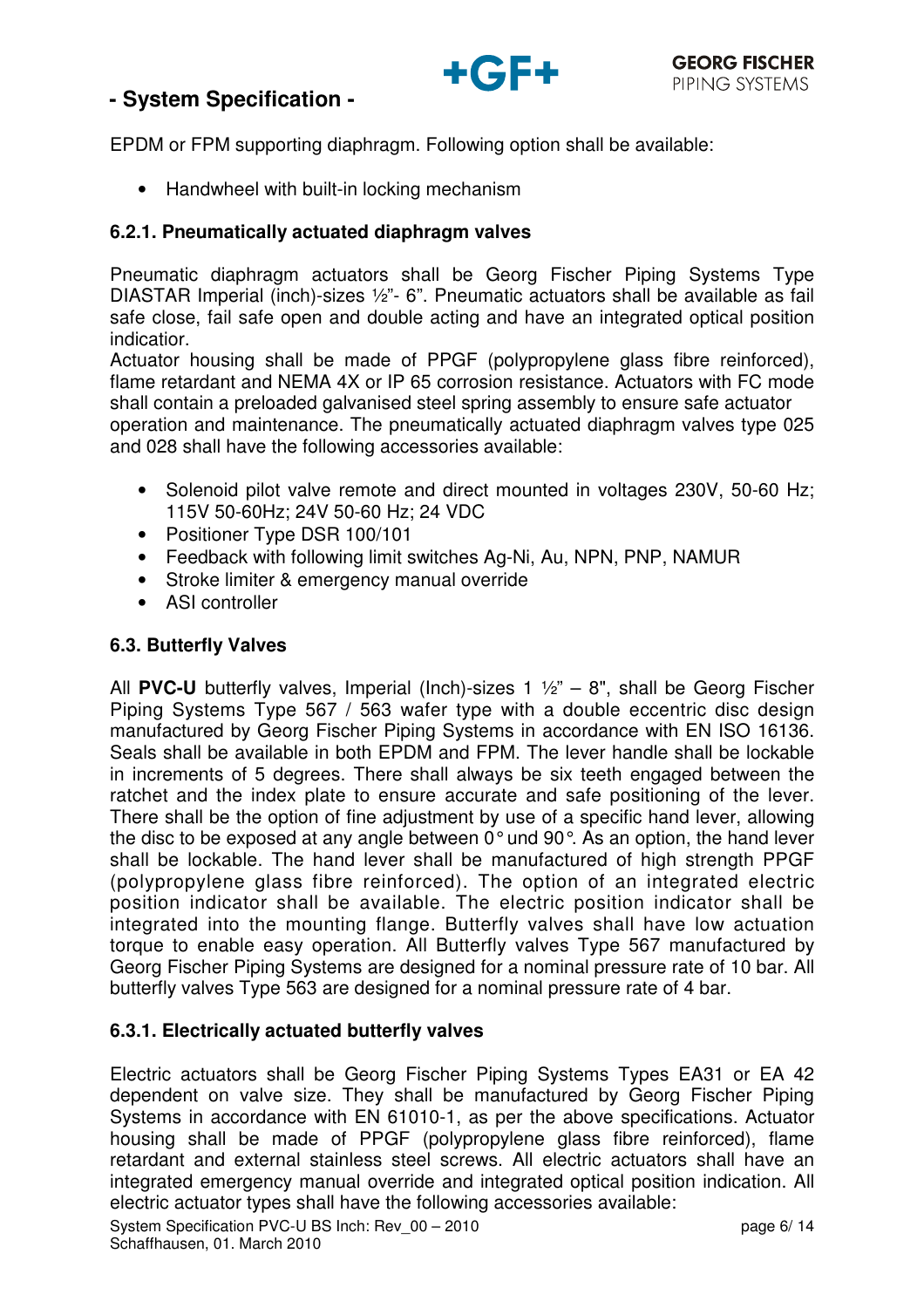EPDM or FPM supporting diaphragm. Following option shall be available:

- Handwheel with built-in locking mechanism

### 6.2.1. Pneumatically actuated diaphragm valves

Pneumatic diaphragm actuators shall be Georg Fischer Piping Systems Type DIASTAR Imperial (inch)-sizes ½"- 6". Pneumatic actuators shall be available as fail safe close, fail safe open and double acting and have an integrated optical position indicatior.
Actuator housing shall be made of PPGF (polypropylene glass fibre reinforced), flame retardant and NEMA 4X or IP 65 corrosion resistance. Actuators with FC mode shall contain a preloaded galvanised steel spring assembly to ensure safe actuator operation and maintenance. The pneumatically actuated diaphragm valves type 025 and 028 shall have the following accessories available:

- Solenoid pilot valve remote and direct mounted in voltages 230V, 50-60 Hz; 115V 50-60Hz; 24V 50-60 Hz; 24 VDC
- Positioner Type DSR 100/101
- Feedback with following limit switches Ag-Ni, Au, NPN, PNP, NAMUR
- Stroke limiter & emergency manual override
- ASI controller

### 6.3. Butterfly Valves

All **PVC-U** butterfly valves, Imperial (Inch)-sizes 1 ½" – 8", shall be Georg Fischer Piping Systems Type 567 / 563 wafer type with a double eccentric disc design manufactured by Georg Fischer Piping Systems in accordance with EN ISO 16136. Seals shall be available in both EPDM and FPM. The lever handle shall be lockable in increments of 5 degrees. There shall always be six teeth engaged between the ratchet and the index plate to ensure accurate and safe positioning of the lever. There shall be the option of fine adjustment by use of a specific hand lever, allowing the disc to be exposed at any angle between 0° und 90°. As an option, the hand lever shall be lockable. The hand lever shall be manufactured of high strength PPGF (polypropylene glass fibre reinforced). The option of an integrated electric position indicator shall be available. The electric position indicator shall be integrated into the mounting flange. Butterfly valves shall have low actuation torque to enable easy operation. All Butterfly valves Type 567 manufactured by Georg Fischer Piping Systems are designed for a nominal pressure rate of 10 bar. All butterfly valves Type 563 are designed for a nominal pressure rate of 4 bar.

### 6.3.1. Electrically actuated butterfly valves

Electric actuators shall be Georg Fischer Piping Systems Types EA31 or EA 42 dependent on valve size. They shall be manufactured by Georg Fischer Piping Systems in accordance with EN 61010-1, as per the above specifications. Actuator housing shall be made of PPGF (polypropylene glass fibre reinforced), flame retardant and external stainless steel screws. All electric actuators shall have an integrated emergency manual override and integrated optical position indication. All electric actuator types shall have the following accessories available: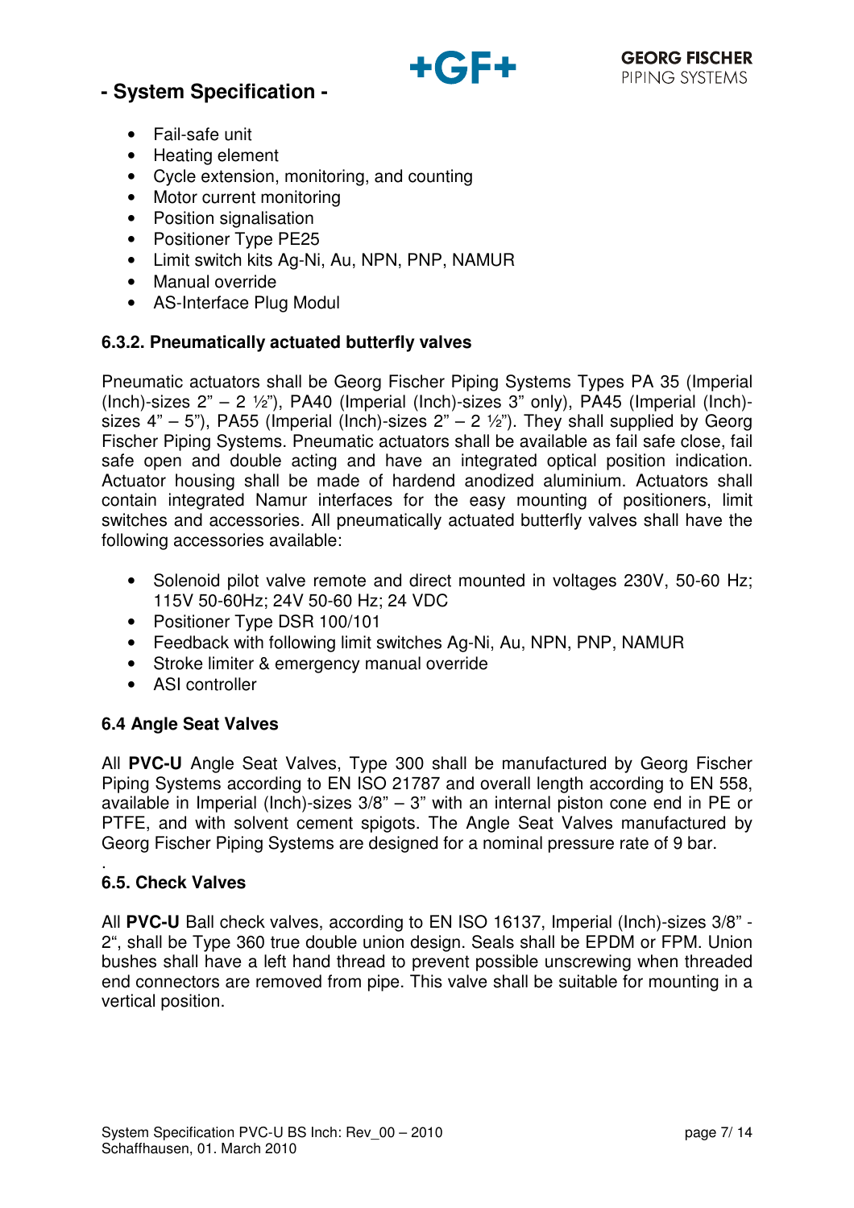- Fail-safe unit
- Heating element
- Cycle extension, monitoring, and counting
- Motor current monitoring
- Position signalisation
- Positioner Type PE25
- Limit switch kits Ag-Ni, Au, NPN, PNP, NAMUR
- Manual override
- AS-Interface Plug Modul

### 6.3.2. Pneumatically actuated butterfly valves

Pneumatic actuators shall be Georg Fischer Piping Systems Types PA 35 (Imperial (Inch)-sizes 2" – 2 ½"), PA40 (Imperial (Inch)-sizes 3" only), PA45 (Imperial (Inch)-sizes 4" – 5"), PA55 (Imperial (Inch)-sizes 2" – 2 ½"). They shall supplied by Georg Fischer Piping Systems. Pneumatic actuators shall be available as fail safe close, fail safe open and double acting and have an integrated optical position indication. Actuator housing shall be made of hardend anodized aluminium. Actuators shall contain integrated Namur interfaces for the easy mounting of positioners, limit switches and accessories. All pneumatically actuated butterfly valves shall have the following accessories available:

- Solenoid pilot valve remote and direct mounted in voltages 230V, 50-60 Hz; 115V 50-60Hz; 24V 50-60 Hz; 24 VDC
- Positioner Type DSR 100/101
- Feedback with following limit switches Ag-Ni, Au, NPN, PNP, NAMUR
- Stroke limiter & emergency manual override
- ASI controller

## 6.4 Angle Seat Valves

All **PVC-U** Angle Seat Valves, Type 300 shall be manufactured by Georg Fischer Piping Systems according to EN ISO 21787 and overall length according to EN 558, available in Imperial (Inch)-sizes 3/8" – 3" with an internal piston cone end in PE or PTFE, and with solvent cement spigots. The Angle Seat Valves manufactured by Georg Fischer Piping Systems are designed for a nominal pressure rate of 9 bar.

.

## 6.5. Check Valves

All **PVC-U** Ball check valves, according to EN ISO 16137, Imperial (Inch)-sizes 3/8" - 2", shall be Type 360 true double union design. Seals shall be EPDM or FPM. Union bushes shall have a left hand thread to prevent possible unscrewing when threaded end connectors are removed from pipe. This valve shall be suitable for mounting in a vertical position.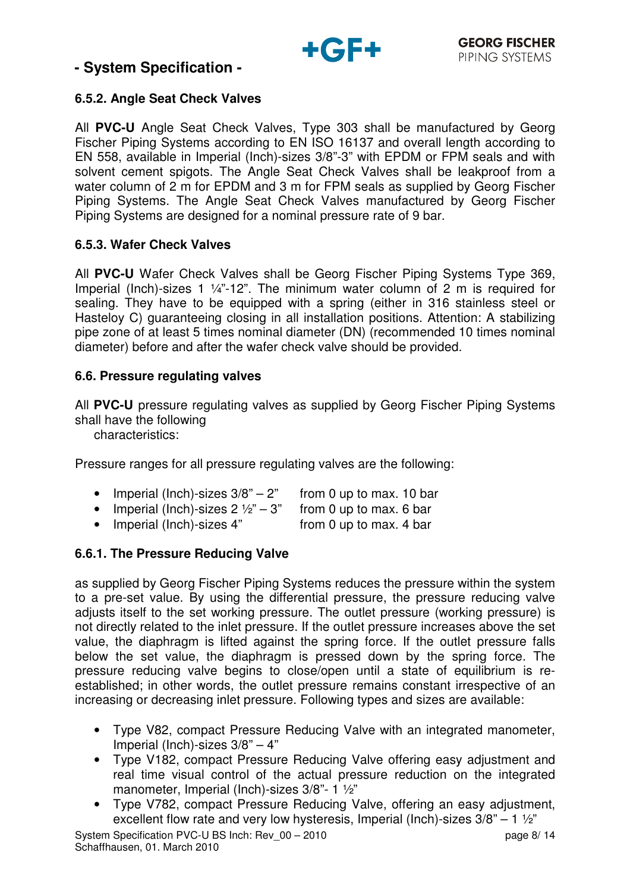### 6.5.2. Angle Seat Check Valves

All **PVC-U** Angle Seat Check Valves, Type 303 shall be manufactured by Georg Fischer Piping Systems according to EN ISO 16137 and overall length according to EN 558, available in Imperial (Inch)-sizes 3/8”-3” with EPDM or FPM seals and with solvent cement spigots. The Angle Seat Check Valves shall be leakproof from a water column of 2 m for EPDM and 3 m for FPM seals as supplied by Georg Fischer Piping Systems. The Angle Seat Check Valves manufactured by Georg Fischer Piping Systems are designed for a nominal pressure rate of 9 bar.

### 6.5.3. Wafer Check Valves

All **PVC-U** Wafer Check Valves shall be Georg Fischer Piping Systems Type 369, Imperial (Inch)-sizes 1 ¼”-12”. The minimum water column of 2 m is required for sealing. They have to be equipped with a spring (either in 316 stainless steel or Hasteloy C) guaranteeing closing in all installation positions. Attention: A stabilizing pipe zone of at least 5 times nominal diameter (DN) (recommended 10 times nominal diameter) before and after the wafer check valve should be provided.

### 6.6. Pressure regulating valves

All **PVC-U** pressure regulating valves as supplied by Georg Fischer Piping Systems shall have the following
characteristics:

Pressure ranges for all pressure regulating valves are the following:

- Imperial (Inch)-sizes 3/8” – 2” from 0 up to max. 10 bar
- Imperial (Inch)-sizes 2 ½” – 3” from 0 up to max. 6 bar
- Imperial (Inch)-sizes 4” from 0 up to max. 4 bar

### 6.6.1. The Pressure Reducing Valve

as supplied by Georg Fischer Piping Systems reduces the pressure within the system to a pre-set value. By using the differential pressure, the pressure reducing valve adjusts itself to the set working pressure. The outlet pressure (working pressure) is not directly related to the inlet pressure. If the outlet pressure increases above the set value, the diaphragm is lifted against the spring force. If the outlet pressure falls below the set value, the diaphragm is pressed down by the spring force. The pressure reducing valve begins to close/open until a state of equilibrium is re-established; in other words, the outlet pressure remains constant irrespective of an increasing or decreasing inlet pressure. Following types and sizes are available:

- Type V82, compact Pressure Reducing Valve with an integrated manometer, Imperial (Inch)-sizes 3/8” – 4”
- Type V182, compact Pressure Reducing Valve offering easy adjustment and real time visual control of the actual pressure reduction on the integrated manometer, Imperial (Inch)-sizes 3/8”- 1 ½”
- Type V782, compact Pressure Reducing Valve, offering an easy adjustment, excellent flow rate and very low hysteresis, Imperial (Inch)-sizes 3/8” – 1 ½”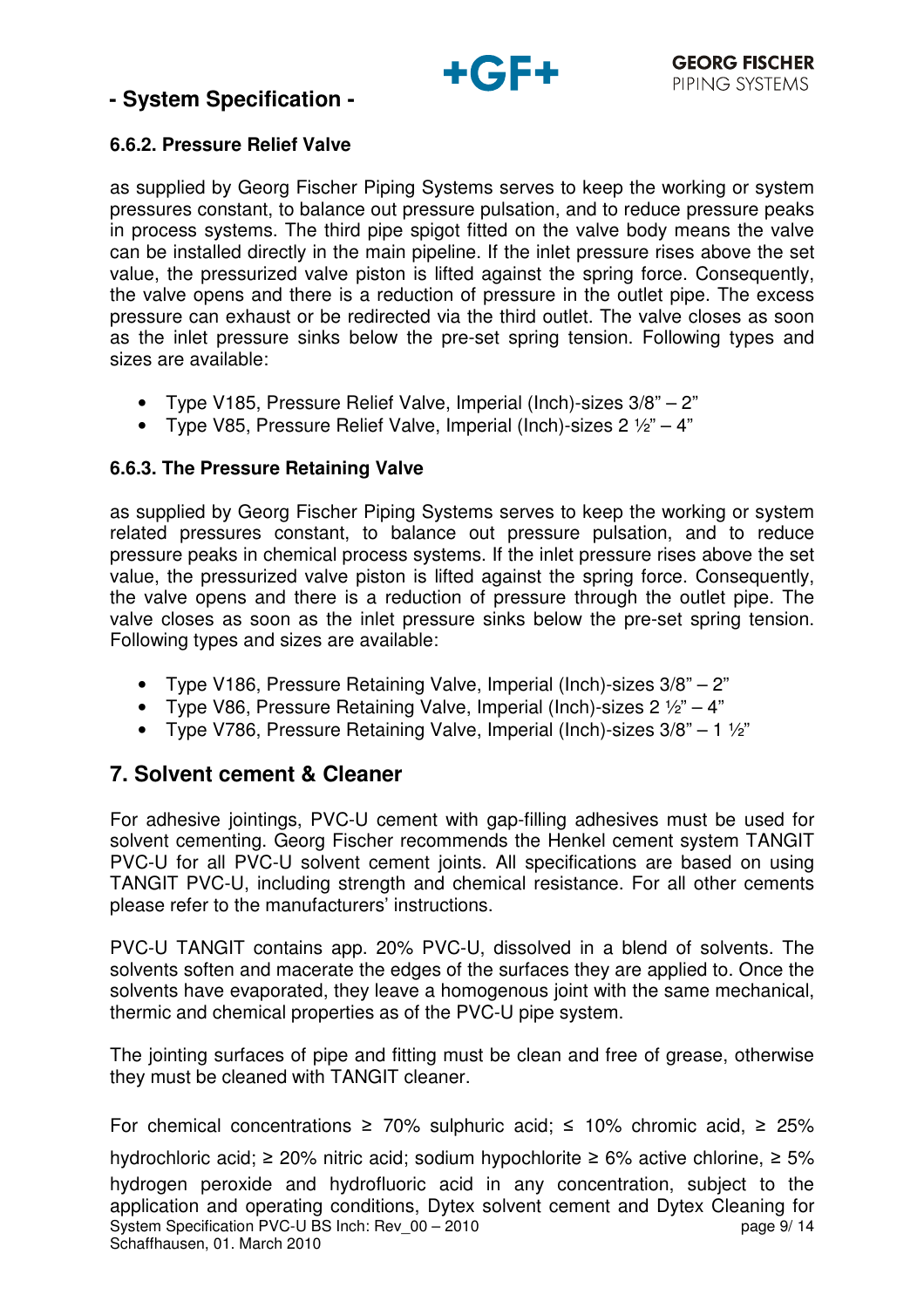#### 6.6.2. Pressure Relief Valve

as supplied by Georg Fischer Piping Systems serves to keep the working or system pressures constant, to balance out pressure pulsation, and to reduce pressure peaks in process systems. The third pipe spigot fitted on the valve body means the valve can be installed directly in the main pipeline. If the inlet pressure rises above the set value, the pressurized valve piston is lifted against the spring force. Consequently, the valve opens and there is a reduction of pressure in the outlet pipe. The excess pressure can exhaust or be redirected via the third outlet. The valve closes as soon as the inlet pressure sinks below the pre-set spring tension. Following types and sizes are available:

- Type V185, Pressure Relief Valve, Imperial (Inch)-sizes 3/8" – 2"
- Type V85, Pressure Relief Valve, Imperial (Inch)-sizes 2 ½" – 4"

#### 6.6.3. The Pressure Retaining Valve

as supplied by Georg Fischer Piping Systems serves to keep the working or system related pressures constant, to balance out pressure pulsation, and to reduce pressure peaks in chemical process systems. If the inlet pressure rises above the set value, the pressurized valve piston is lifted against the spring force. Consequently, the valve opens and there is a reduction of pressure through the outlet pipe. The valve closes as soon as the inlet pressure sinks below the pre-set spring tension. Following types and sizes are available:

- Type V186, Pressure Retaining Valve, Imperial (Inch)-sizes 3/8" – 2"
- Type V86, Pressure Retaining Valve, Imperial (Inch)-sizes 2 ½" – 4"
- Type V786, Pressure Retaining Valve, Imperial (Inch)-sizes 3/8" – 1 ½"

## 7. Solvent cement & Cleaner

For adhesive jointings, PVC-U cement with gap-filling adhesives must be used for solvent cementing. Georg Fischer recommends the Henkel cement system TANGIT PVC-U for all PVC-U solvent cement joints. All specifications are based on using TANGIT PVC-U, including strength and chemical resistance. For all other cements please refer to the manufacturers' instructions.

PVC-U TANGIT contains app. 20% PVC-U, dissolved in a blend of solvents. The solvents soften and macerate the edges of the surfaces they are applied to. Once the solvents have evaporated, they leave a homogenous joint with the same mechanical, thermic and chemical properties as of the PVC-U pipe system.

The jointing surfaces of pipe and fitting must be clean and free of grease, otherwise they must be cleaned with TANGIT cleaner.

For chemical concentrations ≥ 70% sulphuric acid; ≤ 10% chromic acid, ≥ 25% hydrochloric acid; ≥ 20% nitric acid; sodium hypochlorite ≥ 6% active chlorine, ≥ 5% hydrogen peroxide and hydrofluoric acid in any concentration, subject to the application and operating conditions, Dytex solvent cement and Dytex Cleaning for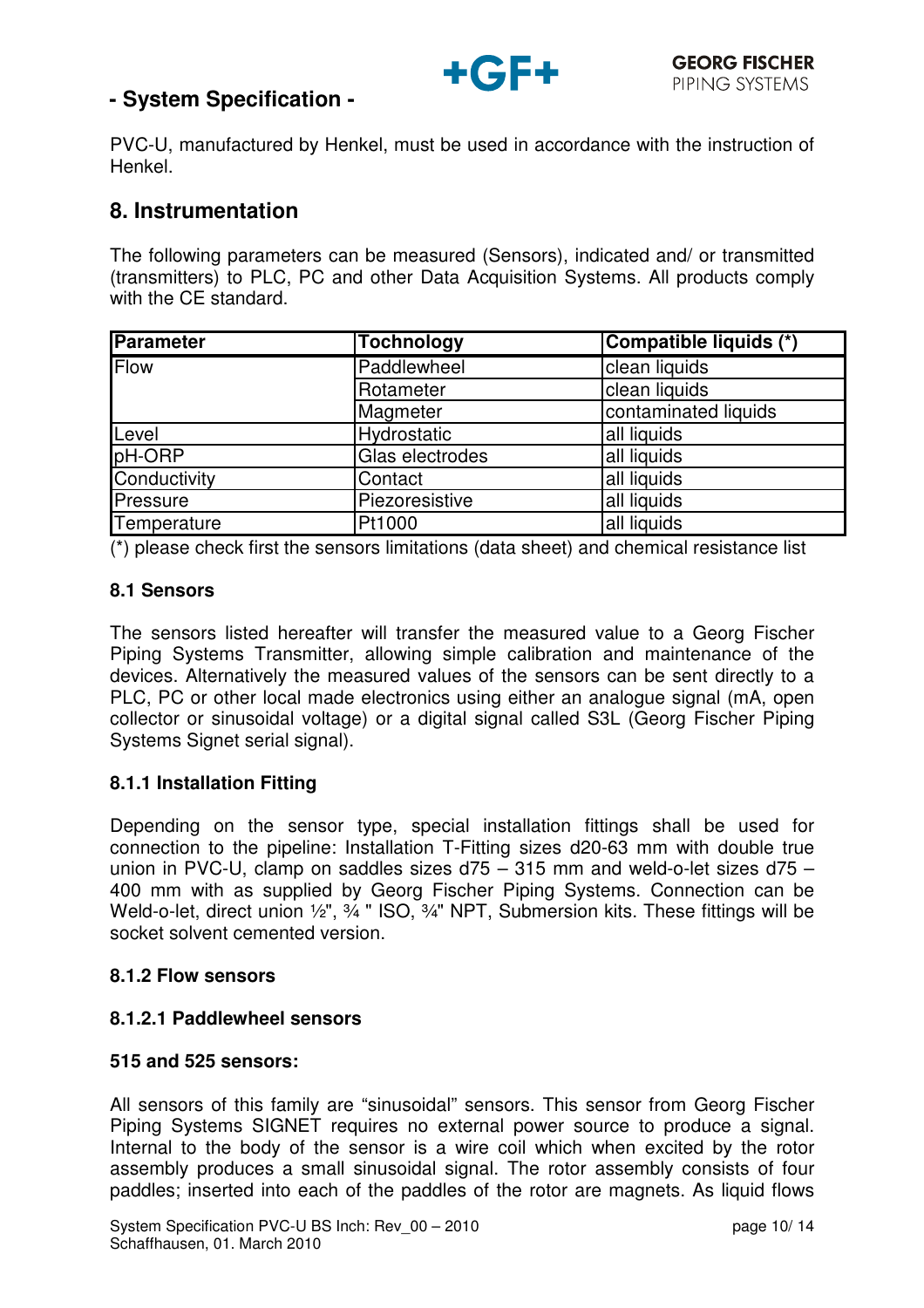PVC-U, manufactured by Henkel, must be used in accordance with the instruction of Henkel.

## 8. Instrumentation

The following parameters can be measured (Sensors), indicated and/ or transmitted (transmitters) to PLC, PC and other Data Acquisition Systems. All products comply with the CE standard.

| Parameter | Tochnology | Compatible liquids (*) |
|---|---|---|
| Flow | Paddlewheel | clean liquids |
| | Rotameter | clean liquids |
| | Magmeter | contaminated liquids |
| Level | Hydrostatic | all liquids |
| pH-ORP | Glas electrodes | all liquids |
| Conductivity | Contact | all liquids |
| Pressure | Piezoresistive | all liquids |
| Temperature | Pt1000 | all liquids |

(*) please check first the sensors limitations (data sheet) and chemical resistance list

### 8.1 Sensors

The sensors listed hereafter will transfer the measured value to a Georg Fischer Piping Systems Transmitter, allowing simple calibration and maintenance of the devices. Alternatively the measured values of the sensors can be sent directly to a PLC, PC or other local made electronics using either an analogue signal (mA, open collector or sinusoidal voltage) or a digital signal called S3L (Georg Fischer Piping Systems Signet serial signal).

#### 8.1.1 Installation Fitting

Depending on the sensor type, special installation fittings shall be used for connection to the pipeline: Installation T-Fitting sizes d20-63 mm with double true union in PVC-U, clamp on saddles sizes d75 – 315 mm and weld-o-let sizes d75 – 400 mm with as supplied by Georg Fischer Piping Systems. Connection can be Weld-o-let, direct union ½", ¾ " ISO, ¾" NPT, Submersion kits. These fittings will be socket solvent cemented version.

#### 8.1.2 Flow sensors

##### 8.1.2.1 Paddlewheel sensors

**515 and 525 sensors:**

All sensors of this family are “sinusoidal” sensors. This sensor from Georg Fischer Piping Systems SIGNET requires no external power source to produce a signal. Internal to the body of the sensor is a wire coil which when excited by the rotor assembly produces a small sinusoidal signal. The rotor assembly consists of four paddles; inserted into each of the paddles of the rotor are magnets. As liquid flows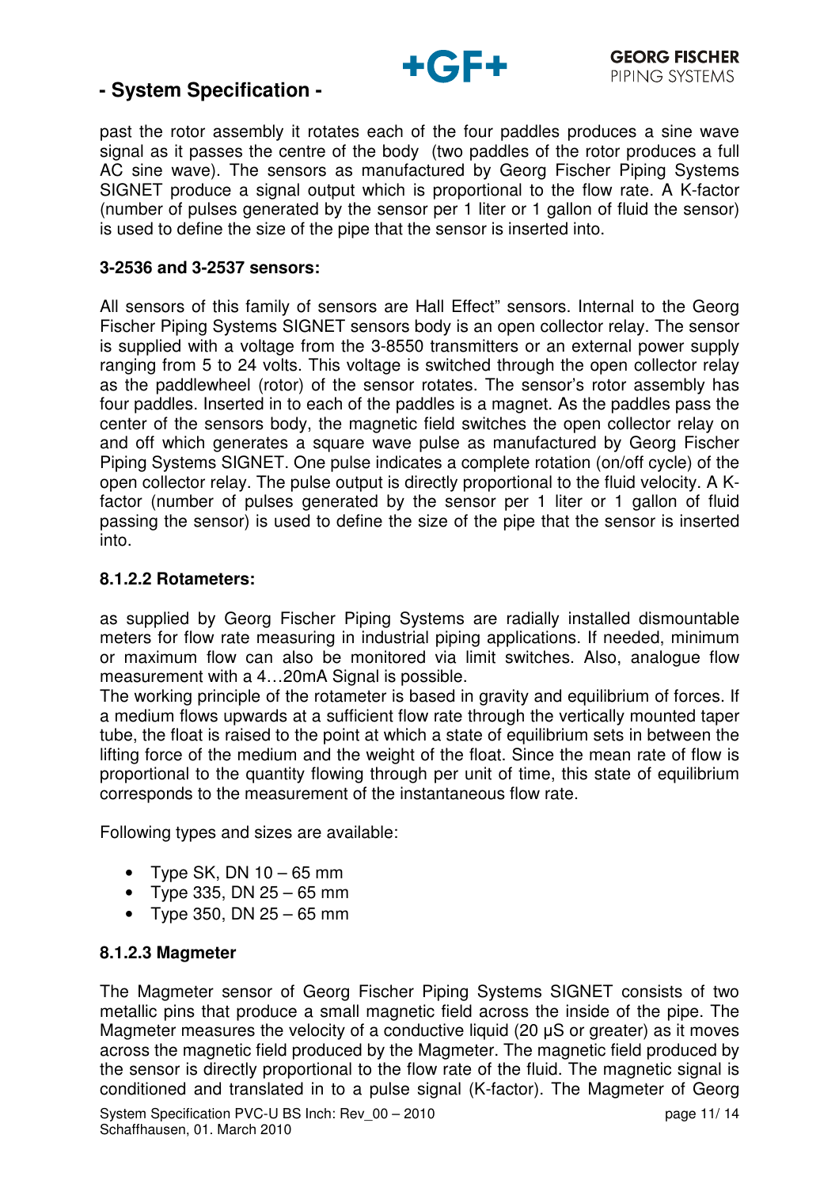past the rotor assembly it rotates each of the four paddles produces a sine wave signal as it passes the centre of the body  (two paddles of the rotor produces a full AC sine wave). The sensors as manufactured by Georg Fischer Piping Systems SIGNET produce a signal output which is proportional to the flow rate. A K-factor (number of pulses generated by the sensor per 1 liter or 1 gallon of fluid the sensor) is used to define the size of the pipe that the sensor is inserted into.

**3-2536 and 3-2537 sensors:**

All sensors of this family of sensors are Hall Effect" sensors. Internal to the Georg Fischer Piping Systems SIGNET sensors body is an open collector relay. The sensor is supplied with a voltage from the 3-8550 transmitters or an external power supply ranging from 5 to 24 volts. This voltage is switched through the open collector relay as the paddlewheel (rotor) of the sensor rotates. The sensor's rotor assembly has four paddles. Inserted in to each of the paddles is a magnet. As the paddles pass the center of the sensors body, the magnetic field switches the open collector relay on and off which generates a square wave pulse as manufactured by Georg Fischer Piping Systems SIGNET. One pulse indicates a complete rotation (on/off cycle) of the open collector relay. The pulse output is directly proportional to the fluid velocity. A K-factor (number of pulses generated by the sensor per 1 liter or 1 gallon of fluid passing the sensor) is used to define the size of the pipe that the sensor is inserted into.

**8.1.2.2 Rotameters:**

as supplied by Georg Fischer Piping Systems are radially installed dismountable meters for flow rate measuring in industrial piping applications. If needed, minimum or maximum flow can also be monitored via limit switches. Also, analogue flow measurement with a 4…20mA Signal is possible.
The working principle of the rotameter is based in gravity and equilibrium of forces. If a medium flows upwards at a sufficient flow rate through the vertically mounted taper tube, the float is raised to the point at which a state of equilibrium sets in between the lifting force of the medium and the weight of the float. Since the mean rate of flow is proportional to the quantity flowing through per unit of time, this state of equilibrium corresponds to the measurement of the instantaneous flow rate.

Following types and sizes are available:

- Type SK, DN 10 – 65 mm
- Type 335, DN 25 – 65 mm
- Type 350, DN 25 – 65 mm

**8.1.2.3 Magmeter**

The Magmeter sensor of Georg Fischer Piping Systems SIGNET consists of two metallic pins that produce a small magnetic field across the inside of the pipe. The Magmeter measures the velocity of a conductive liquid (20 µS or greater) as it moves across the magnetic field produced by the Magmeter. The magnetic field produced by the sensor is directly proportional to the flow rate of the fluid. The magnetic signal is conditioned and translated in to a pulse signal (K-factor). The Magmeter of Georg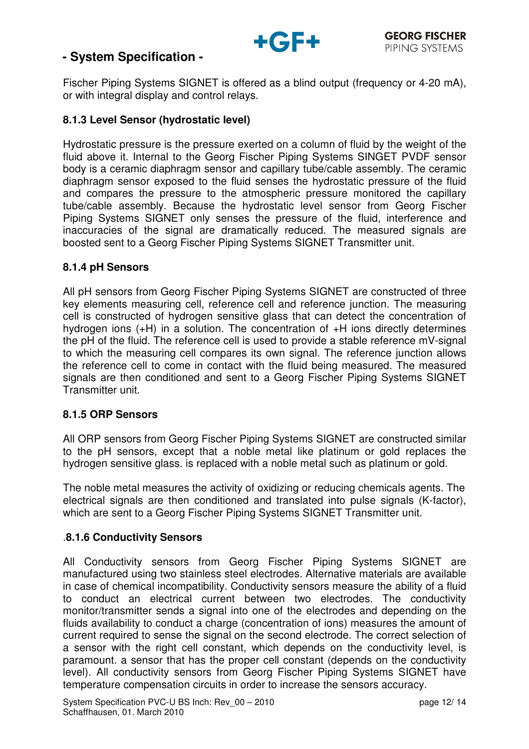Fischer Piping Systems SIGNET is offered as a blind output (frequency or 4-20 mA), or with integral display and control relays.

### 8.1.3 Level Sensor (hydrostatic level)

Hydrostatic pressure is the pressure exerted on a column of fluid by the weight of the fluid above it. Internal to the Georg Fischer Piping Systems SINGET PVDF sensor body is a ceramic diaphragm sensor and capillary tube/cable assembly. The ceramic diaphragm sensor exposed to the fluid senses the hydrostatic pressure of the fluid and compares the pressure to the atmospheric pressure monitored the capillary tube/cable assembly. Because the hydrostatic level sensor from Georg Fischer Piping Systems SIGNET only senses the pressure of the fluid, interference and inaccuracies of the signal are dramatically reduced. The measured signals are boosted sent to a Georg Fischer Piping Systems SIGNET Transmitter unit.

### 8.1.4 pH Sensors

All pH sensors from Georg Fischer Piping Systems SIGNET are constructed of three key elements measuring cell, reference cell and reference junction. The measuring cell is constructed of hydrogen sensitive glass that can detect the concentration of hydrogen ions (+H) in a solution. The concentration of +H ions directly determines the pH of the fluid. The reference cell is used to provide a stable reference mV-signal to which the measuring cell compares its own signal. The reference junction allows the reference cell to come in contact with the fluid being measured. The measured signals are then conditioned and sent to a Georg Fischer Piping Systems SIGNET Transmitter unit.

### 8.1.5 ORP Sensors

All ORP sensors from Georg Fischer Piping Systems SIGNET are constructed similar to the pH sensors, except that a noble metal like platinum or gold replaces the hydrogen sensitive glass. is replaced with a noble metal such as platinum or gold.

The noble metal measures the activity of oxidizing or reducing chemicals agents. The electrical signals are then conditioned and translated into pulse signals (K-factor), which are sent to a Georg Fischer Piping Systems SIGNET Transmitter unit.

### .8.1.6 Conductivity Sensors

All Conductivity sensors from Georg Fischer Piping Systems SIGNET are manufactured using two stainless steel electrodes. Alternative materials are available in case of chemical incompatibility. Conductivity sensors measure the ability of a fluid to conduct an electrical current between two electrodes. The conductivity monitor/transmitter sends a signal into one of the electrodes and depending on the fluids availability to conduct a charge (concentration of ions) measures the amount of current required to sense the signal on the second electrode. The correct selection of a sensor with the right cell constant, which depends on the conductivity level, is paramount. a sensor that has the proper cell constant (depends on the conductivity level). All conductivity sensors from Georg Fischer Piping Systems SIGNET have temperature compensation circuits in order to increase the sensors accuracy.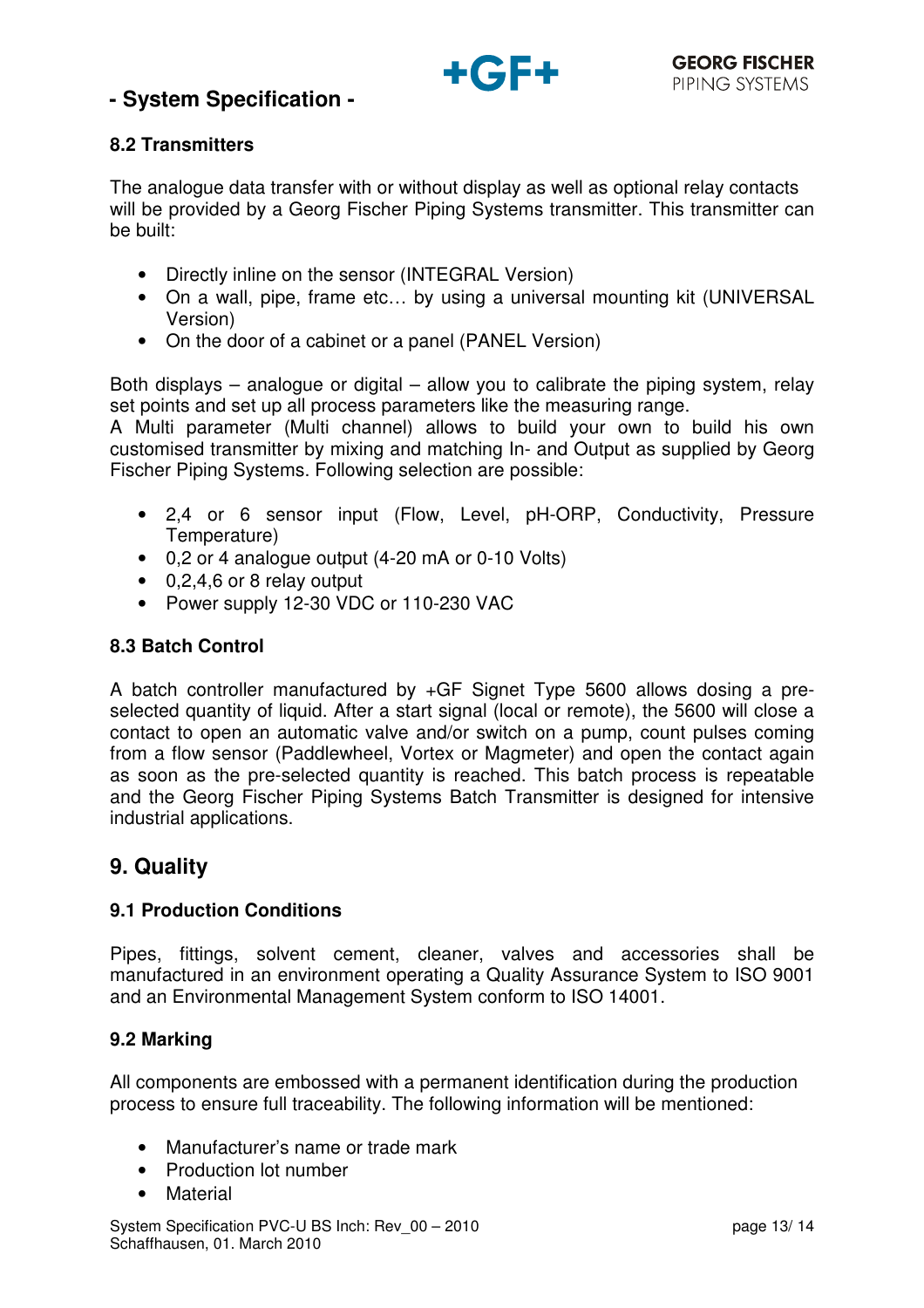### 8.2 Transmitters

The analogue data transfer with or without display as well as optional relay contacts will be provided by a Georg Fischer Piping Systems transmitter. This transmitter can be built:

- Directly inline on the sensor (INTEGRAL Version)
- On a wall, pipe, frame etc… by using a universal mounting kit (UNIVERSAL Version)
- On the door of a cabinet or a panel (PANEL Version)

Both displays – analogue or digital – allow you to calibrate the piping system, relay set points and set up all process parameters like the measuring range.
A Multi parameter (Multi channel) allows to build your own to build his own customised transmitter by mixing and matching In- and Output as supplied by Georg Fischer Piping Systems. Following selection are possible:

- 2,4 or 6 sensor input (Flow, Level, pH-ORP, Conductivity, Pressure Temperature)
- 0,2 or 4 analogue output (4-20 mA or 0-10 Volts)
- 0,2,4,6 or 8 relay output
- Power supply 12-30 VDC or 110-230 VAC

### 8.3 Batch Control

A batch controller manufactured by +GF Signet Type 5600 allows dosing a pre-selected quantity of liquid. After a start signal (local or remote), the 5600 will close a contact to open an automatic valve and/or switch on a pump, count pulses coming from a flow sensor (Paddlewheel, Vortex or Magmeter) and open the contact again as soon as the pre-selected quantity is reached. This batch process is repeatable and the Georg Fischer Piping Systems Batch Transmitter is designed for intensive industrial applications.

## 9. Quality

### 9.1 Production Conditions

Pipes, fittings, solvent cement, cleaner, valves and accessories shall be manufactured in an environment operating a Quality Assurance System to ISO 9001 and an Environmental Management System conform to ISO 14001.

### 9.2 Marking

All components are embossed with a permanent identification during the production process to ensure full traceability. The following information will be mentioned:

- Manufacturer's name or trade mark
- Production lot number
- Material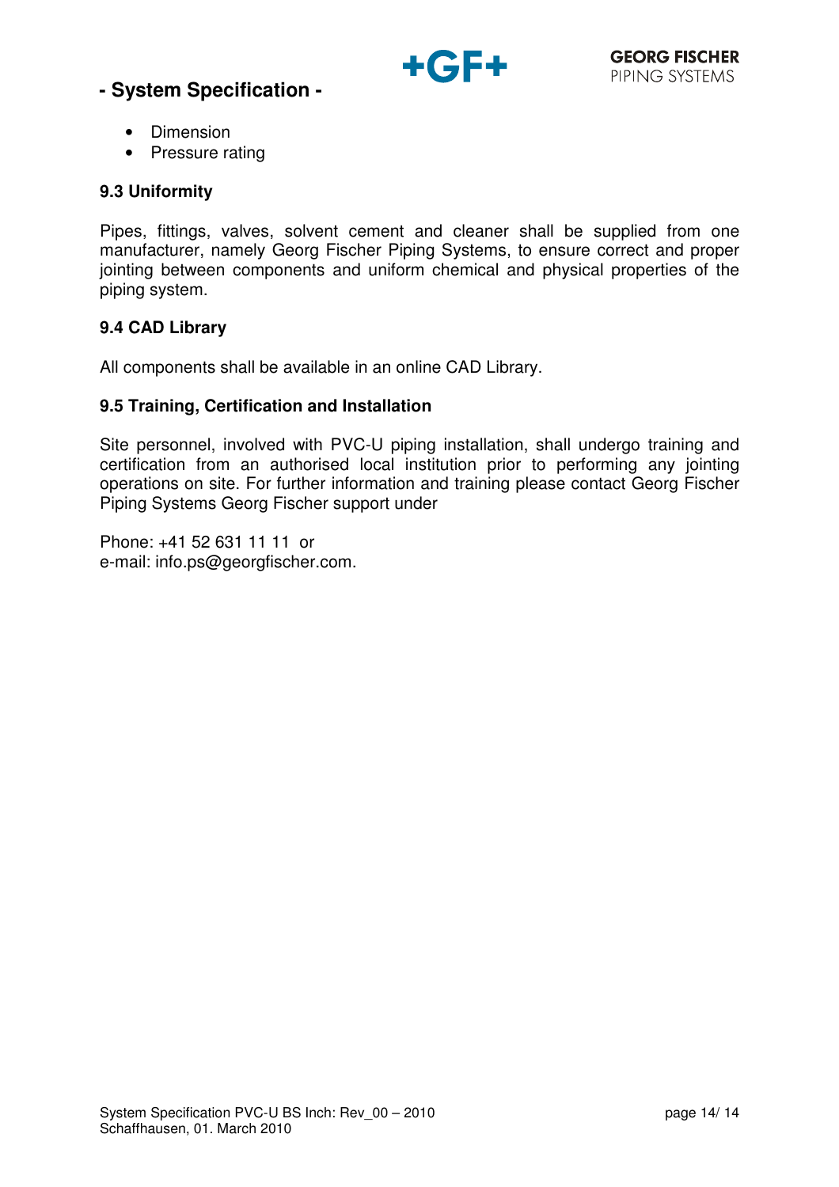- Dimension
- Pressure rating

### 9.3 Uniformity

Pipes, fittings, valves, solvent cement and cleaner shall be supplied from one manufacturer, namely Georg Fischer Piping Systems, to ensure correct and proper jointing between components and uniform chemical and physical properties of the piping system.

### 9.4 CAD Library

All components shall be available in an online CAD Library.

### 9.5 Training, Certification and Installation

Site personnel, involved with PVC-U piping installation, shall undergo training and certification from an authorised local institution prior to performing any jointing operations on site. For further information and training please contact Georg Fischer Piping Systems Georg Fischer support under

Phone: +41 52 631 11 11 or
e-mail: info.ps@georgfischer.com.